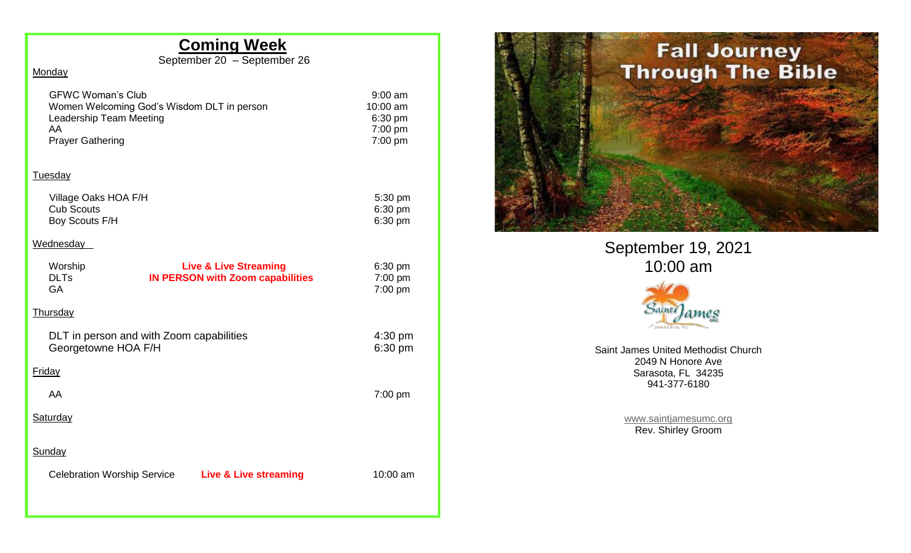## Coming Week

September 20 – September 26

**Monday**

| Event | | Time |
|---|---|---|
| GFWC Woman's Club | | 9:00 am |
| Women Welcoming God's Wisdom DLT in person | | 10:00 am |
| Leadership Team Meeting | | 6:30 pm |
| AA | | 7:00 pm |
| Prayer Gathering | | 7:00 pm |

**Tuesday**

| Event | | Time |
|---|---|---|
| Village Oaks HOA F/H | | 5:30 pm |
| Cub Scouts | | 6:30 pm |
| Boy Scouts F/H | | 6:30 pm |

**Wednesday**

| Event | | Time |
|---|---|---|
| Worship | **Live & Live Streaming** | 6:30 pm |
| DLTs | **IN PERSON with Zoom capabilities** | 7:00 pm |
| GA | | 7:00 pm |

**Thursday**

| Event | | Time |
|---|---|---|
| DLT in person and with Zoom capabilities | | 4:30 pm |
| Georgetowne HOA F/H | | 6:30 pm |

**Friday**

| Event | | Time |
|---|---|---|
| AA | | 7:00 pm |

**Saturday**

**Sunday**

| Event | | Time |
|---|---|---|
| Celebration Worship Service | **Live & Live streaming** | 10:00 am |

# Fall Journey Through The Bible

September 19, 2021

10:00 am

Saint James United Methodist Church

2049 N Honore Ave

Sarasota, FL 34235

941-377-6180

www.saintjamesumc.org

Rev. Shirley Groom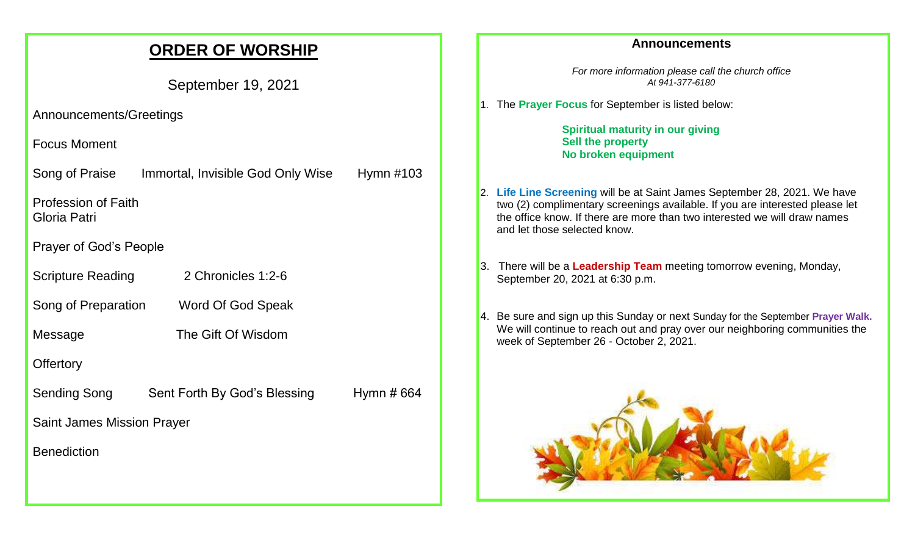# ORDER OF WORSHIP

September 19, 2021

Announcements/Greetings

Focus Moment

Song of Praise Immortal, Invisible God Only Wise Hymn #103

Profession of Faith
Gloria Patri

Prayer of God's People

Scripture Reading 2 Chronicles 1:2-6

Song of Preparation Word Of God Speak

Message The Gift Of Wisdom

Offertory

Sending Song Sent Forth By God's Blessing Hymn # 664

Saint James Mission Prayer

Benediction

## Announcements

*For more information please call the church office*
*At 941-377-6180*

1. The **Prayer Focus** for September is listed below:

   **Spiritual maturity in our giving**
   **Sell the property**
   **No broken equipment**

2. **Life Line Screening** will be at Saint James September 28, 2021. We have two (2) complimentary screenings available. If you are interested please let the office know. If there are more than two interested we will draw names and let those selected know.

3. There will be a **Leadership Team** meeting tomorrow evening, Monday, September 20, 2021 at 6:30 p.m.

4. Be sure and sign up this Sunday or next Sunday for the September **Prayer Walk.** We will continue to reach out and pray over our neighboring communities the week of September 26 - October 2, 2021.